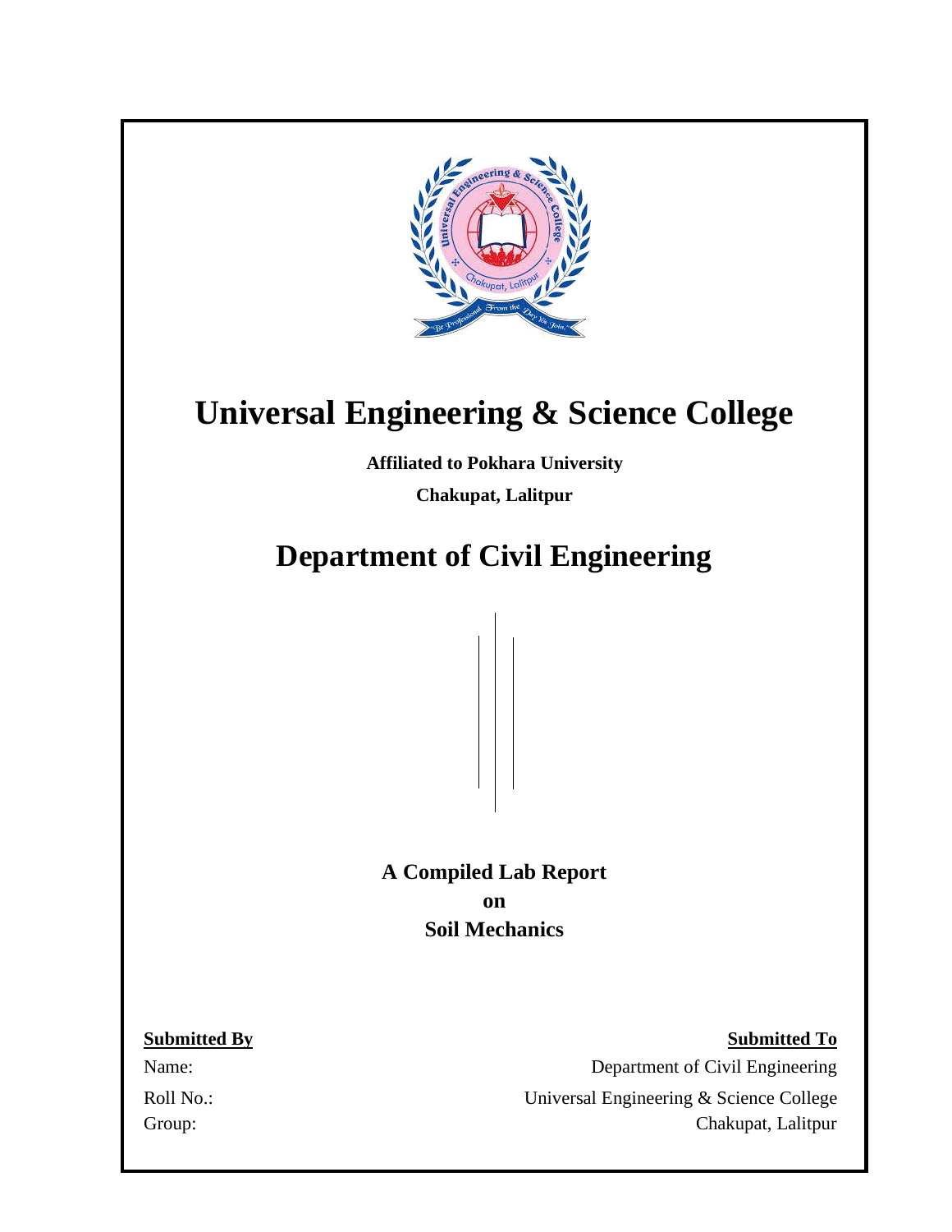# Universal Engineering & Science College

**Affiliated to Pokhara University**

**Chakupat, Lalitpur**

## Department of Civil Engineering

**A Compiled Lab Report**

**on**

**Soil Mechanics**

**Submitted By**

Name:

Roll No.:

Group:

**Submitted To**

Department of Civil Engineering

Universal Engineering & Science College

Chakupat, Lalitpur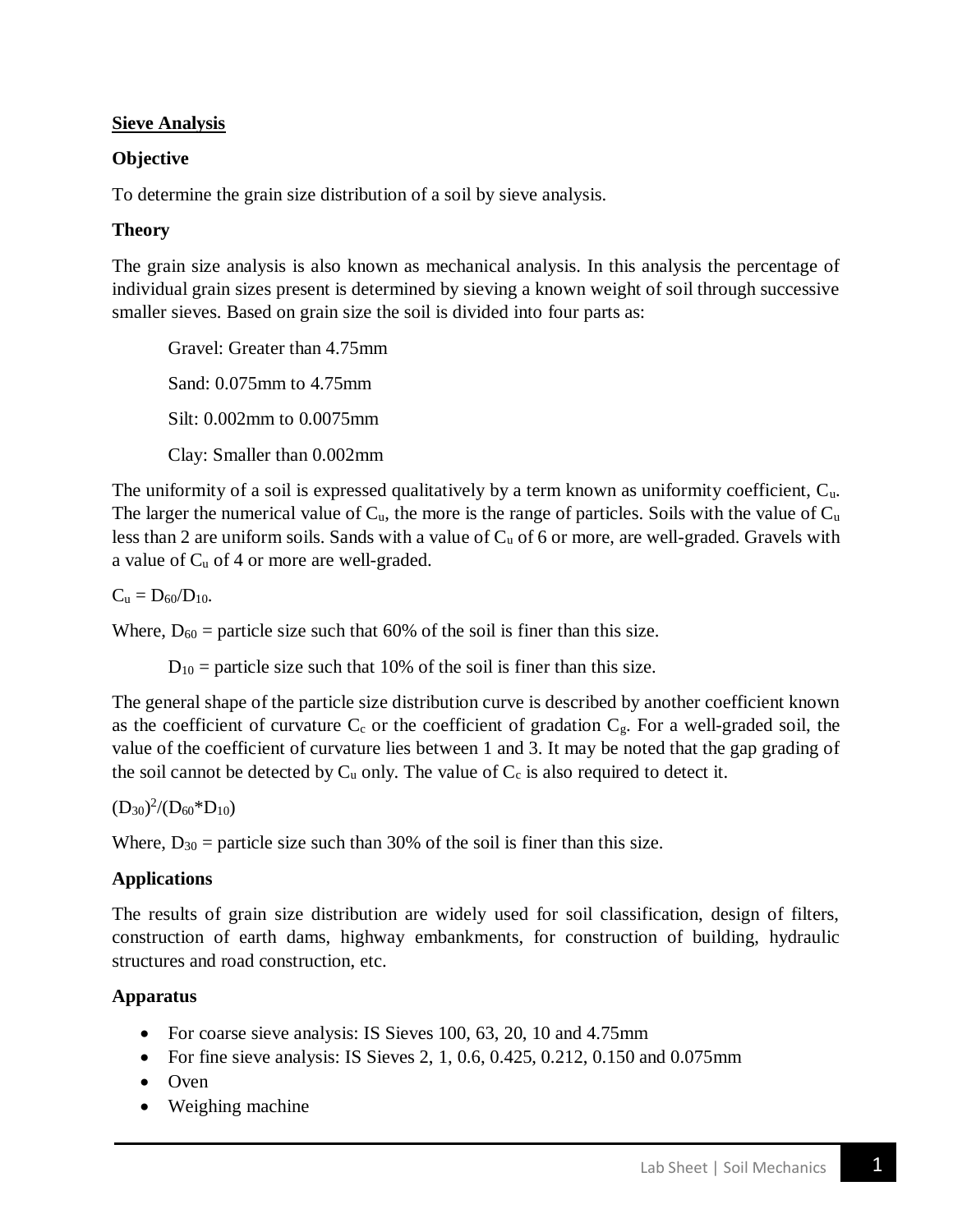## Sieve Analysis

### Objective

To determine the grain size distribution of a soil by sieve analysis.

### Theory

The grain size analysis is also known as mechanical analysis. In this analysis the percentage of individual grain sizes present is determined by sieving a known weight of soil through successive smaller sieves. Based on grain size the soil is divided into four parts as:

Gravel: Greater than 4.75mm

Sand: 0.075mm to 4.75mm

Silt: 0.002mm to 0.0075mm

Clay: Smaller than 0.002mm

The uniformity of a soil is expressed qualitatively by a term known as uniformity coefficient, $C_u$. The larger the numerical value of $C_u$, the more is the range of particles. Soils with the value of $C_u$ less than 2 are uniform soils. Sands with a value of $C_u$ of 6 or more, are well-graded. Gravels with a value of $C_u$ of 4 or more are well-graded.

$C_u = D_{60}/D_{10}$.

Where, $D_{60}$ = particle size such that 60% of the soil is finer than this size.

$D_{10}$ = particle size such that 10% of the soil is finer than this size.

The general shape of the particle size distribution curve is described by another coefficient known as the coefficient of curvature $C_c$ or the coefficient of gradation $C_g$. For a well-graded soil, the value of the coefficient of curvature lies between 1 and 3. It may be noted that the gap grading of the soil cannot be detected by $C_u$ only. The value of $C_c$ is also required to detect it.

$(D_{30})^2/(D_{60}*D_{10})$

Where, $D_{30}$ = particle size such than 30% of the soil is finer than this size.

### Applications

The results of grain size distribution are widely used for soil classification, design of filters, construction of earth dams, highway embankments, for construction of building, hydraulic structures and road construction, etc.

### Apparatus

- For coarse sieve analysis: IS Sieves 100, 63, 20, 10 and 4.75mm
- For fine sieve analysis: IS Sieves 2, 1, 0.6, 0.425, 0.212, 0.150 and 0.075mm
- Oven
- Weighing machine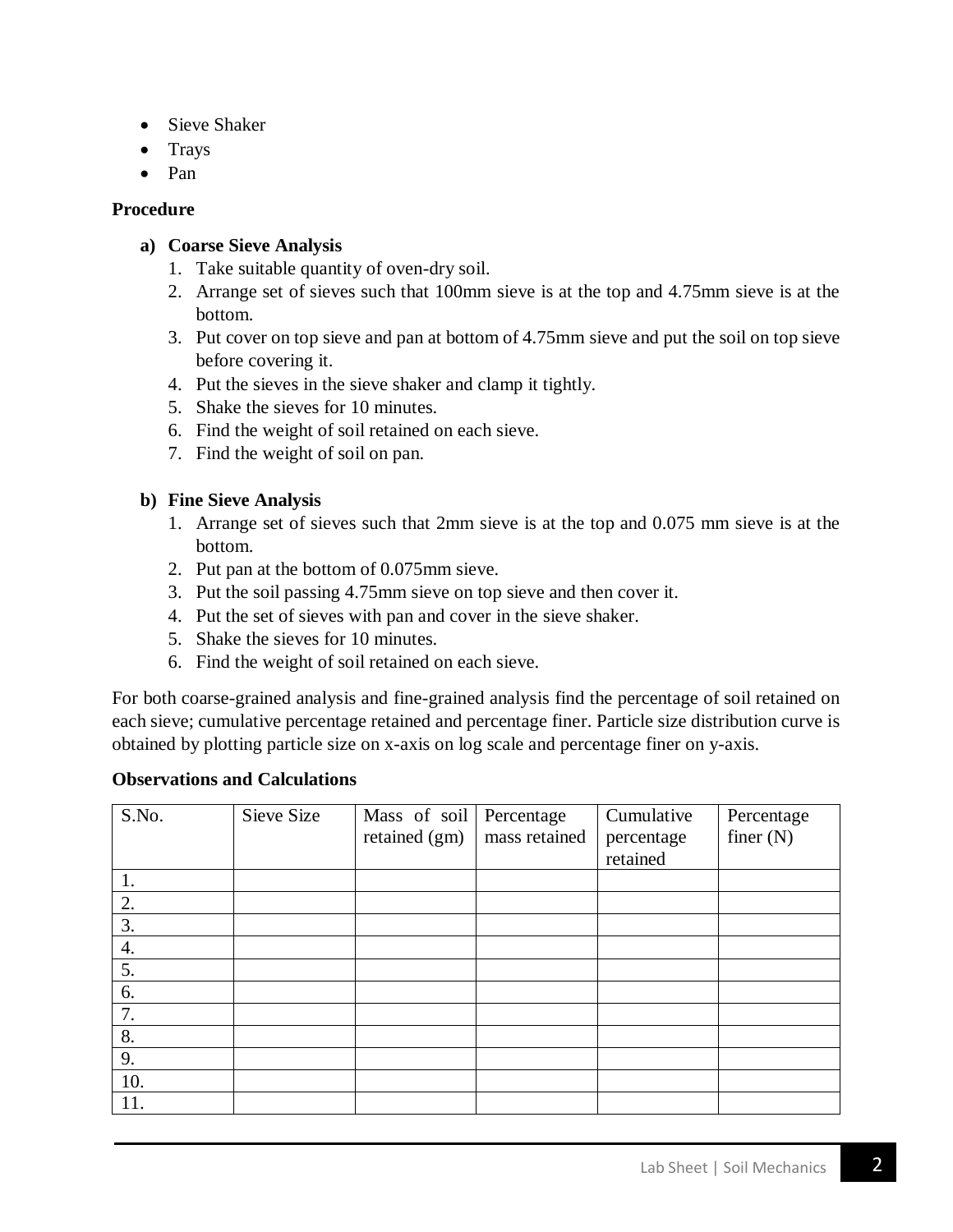- Sieve Shaker
- Trays
- Pan

**Procedure**

**a) Coarse Sieve Analysis**

1. Take suitable quantity of oven-dry soil.
2. Arrange set of sieves such that 100mm sieve is at the top and 4.75mm sieve is at the bottom.
3. Put cover on top sieve and pan at bottom of 4.75mm sieve and put the soil on top sieve before covering it.
4. Put the sieves in the sieve shaker and clamp it tightly.
5. Shake the sieves for 10 minutes.
6. Find the weight of soil retained on each sieve.
7. Find the weight of soil on pan.

**b) Fine Sieve Analysis**

1. Arrange set of sieves such that 2mm sieve is at the top and 0.075 mm sieve is at the bottom.
2. Put pan at the bottom of 0.075mm sieve.
3. Put the soil passing 4.75mm sieve on top sieve and then cover it.
4. Put the set of sieves with pan and cover in the sieve shaker.
5. Shake the sieves for 10 minutes.
6. Find the weight of soil retained on each sieve.

For both coarse-grained analysis and fine-grained analysis find the percentage of soil retained on each sieve; cumulative percentage retained and percentage finer. Particle size distribution curve is obtained by plotting particle size on x-axis on log scale and percentage finer on y-axis.

**Observations and Calculations**

| S.No. | Sieve Size | Mass of soil retained (gm) | Percentage mass retained | Cumulative percentage retained | Percentage finer (N) |
|---|---|---|---|---|---|
| 1. | | | | | |
| 2. | | | | | |
| 3. | | | | | |
| 4. | | | | | |
| 5. | | | | | |
| 6. | | | | | |
| 7. | | | | | |
| 8. | | | | | |
| 9. | | | | | |
| 10. | | | | | |
| 11. | | | | | |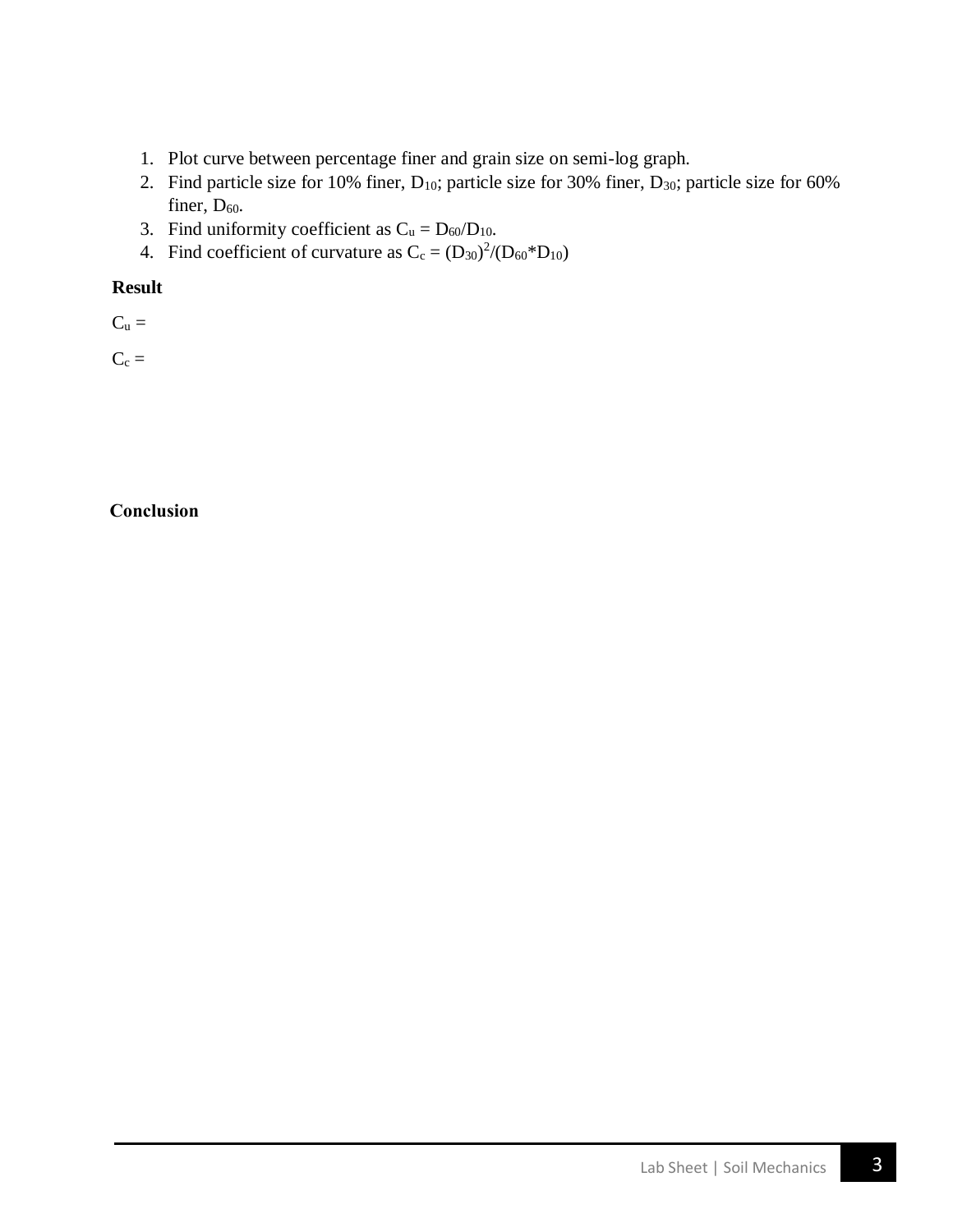1. Plot curve between percentage finer and grain size on semi-log graph.
2. Find particle size for 10% finer, $D_{10}$; particle size for 30% finer, $D_{30}$; particle size for 60% finer, $D_{60}$.
3. Find uniformity coefficient as $C_u = D_{60}/D_{10}$.
4. Find coefficient of curvature as $C_c = (D_{30})^2/(D_{60}*D_{10})$

**Result**

$C_u$ =

$C_c$ =

**Conclusion**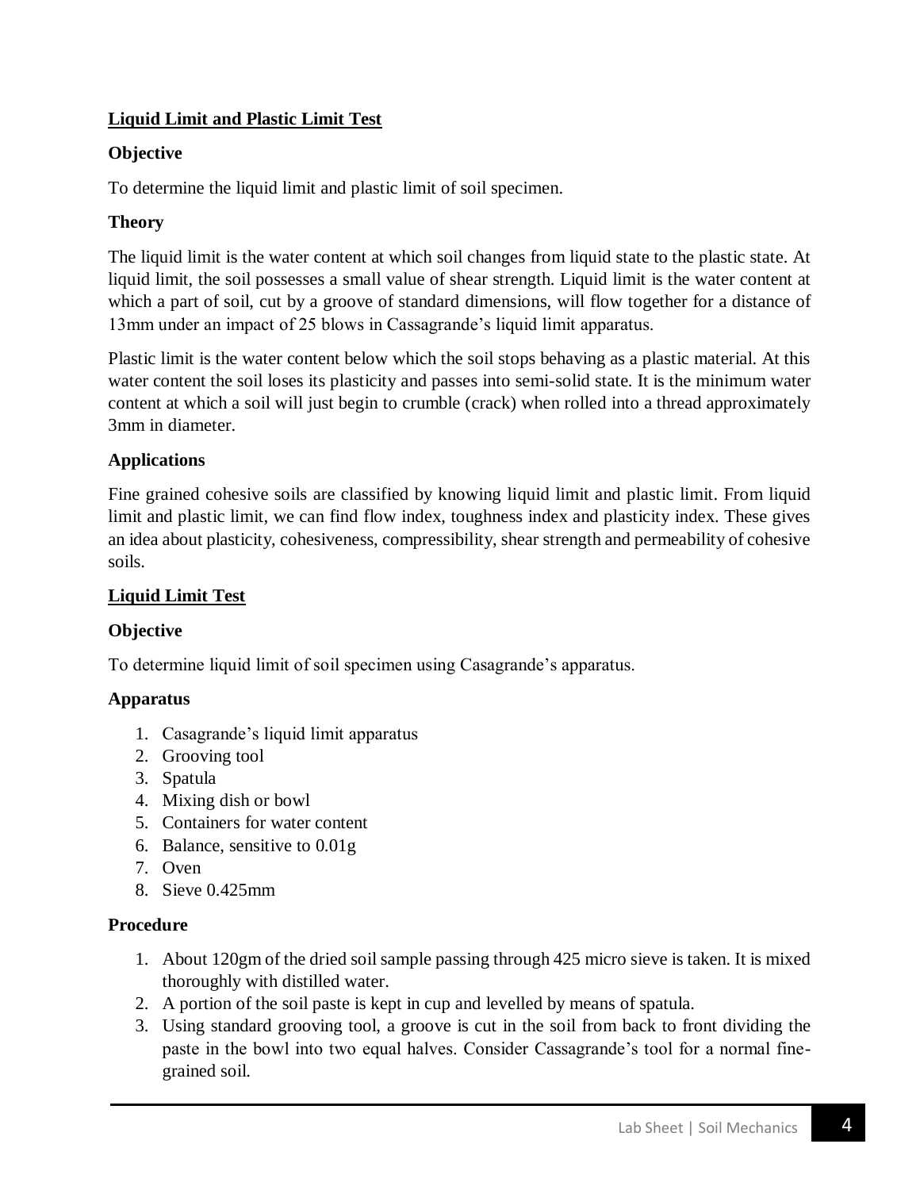## Liquid Limit and Plastic Limit Test

### Objective

To determine the liquid limit and plastic limit of soil specimen.

### Theory

The liquid limit is the water content at which soil changes from liquid state to the plastic state. At liquid limit, the soil possesses a small value of shear strength. Liquid limit is the water content at which a part of soil, cut by a groove of standard dimensions, will flow together for a distance of 13mm under an impact of 25 blows in Cassagrande's liquid limit apparatus.

Plastic limit is the water content below which the soil stops behaving as a plastic material. At this water content the soil loses its plasticity and passes into semi-solid state. It is the minimum water content at which a soil will just begin to crumble (crack) when rolled into a thread approximately 3mm in diameter.

### Applications

Fine grained cohesive soils are classified by knowing liquid limit and plastic limit. From liquid limit and plastic limit, we can find flow index, toughness index and plasticity index. These gives an idea about plasticity, cohesiveness, compressibility, shear strength and permeability of cohesive soils.

## Liquid Limit Test

### Objective

To determine liquid limit of soil specimen using Casagrande's apparatus.

### Apparatus

1. Casagrande's liquid limit apparatus
2. Grooving tool
3. Spatula
4. Mixing dish or bowl
5. Containers for water content
6. Balance, sensitive to 0.01g
7. Oven
8. Sieve 0.425mm

### Procedure

1. About 120gm of the dried soil sample passing through 425 micro sieve is taken. It is mixed thoroughly with distilled water.
2. A portion of the soil paste is kept in cup and levelled by means of spatula.
3. Using standard grooving tool, a groove is cut in the soil from back to front dividing the paste in the bowl into two equal halves. Consider Cassagrande's tool for a normal fine-grained soil.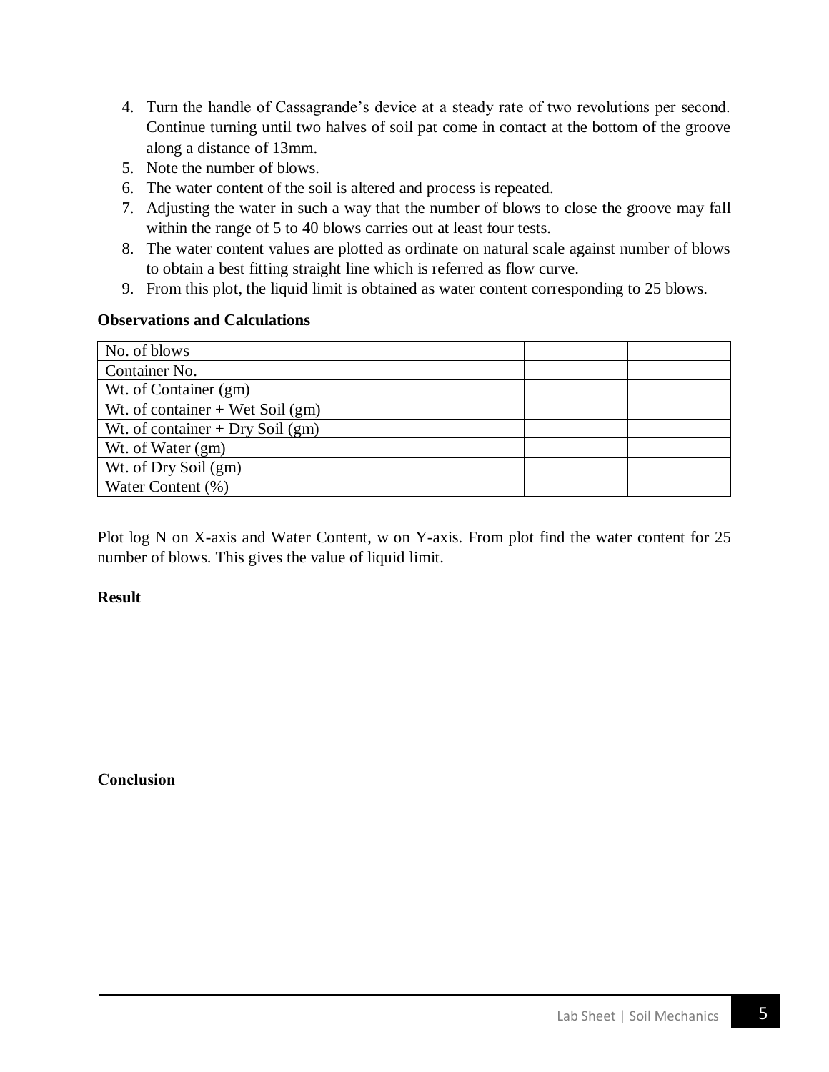4. Turn the handle of Cassagrande's device at a steady rate of two revolutions per second. Continue turning until two halves of soil pat come in contact at the bottom of the groove along a distance of 13mm.
5. Note the number of blows.
6. The water content of the soil is altered and process is repeated.
7. Adjusting the water in such a way that the number of blows to close the groove may fall within the range of 5 to 40 blows carries out at least four tests.
8. The water content values are plotted as ordinate on natural scale against number of blows to obtain a best fitting straight line which is referred as flow curve.
9. From this plot, the liquid limit is obtained as water content corresponding to 25 blows.

**Observations and Calculations**

| No. of blows | | | | |
|---|---|---|---|---|
| Container No. | | | | |
| Wt. of Container (gm) | | | | |
| Wt. of container + Wet Soil (gm) | | | | |
| Wt. of container + Dry Soil (gm) | | | | |
| Wt. of Water (gm) | | | | |
| Wt. of Dry Soil (gm) | | | | |
| Water Content (%) | | | | |

Plot log N on X-axis and Water Content, w on Y-axis. From plot find the water content for 25 number of blows. This gives the value of liquid limit.

**Result**

**Conclusion**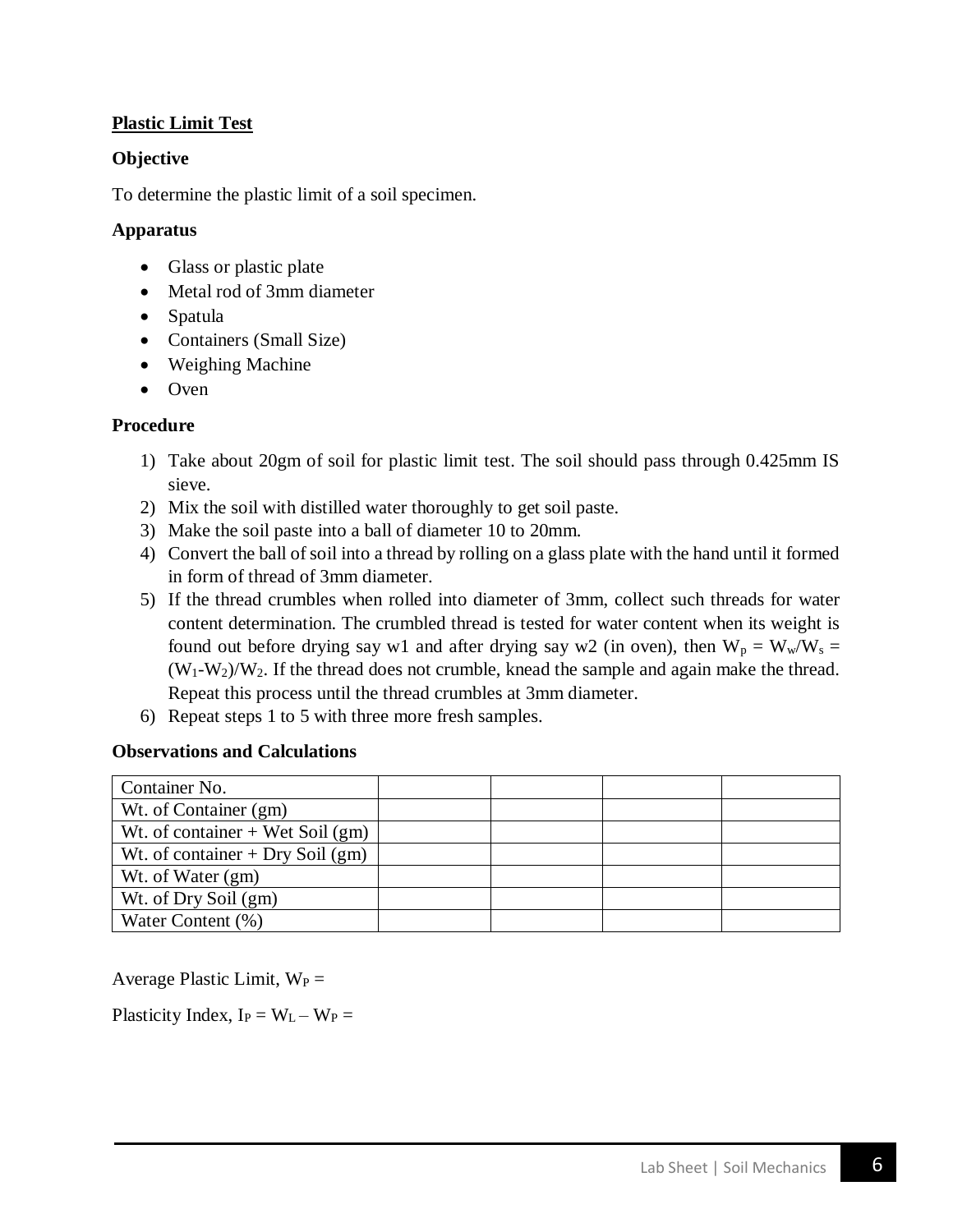## Plastic Limit Test

### Objective

To determine the plastic limit of a soil specimen.

### Apparatus

- Glass or plastic plate
- Metal rod of 3mm diameter
- Spatula
- Containers (Small Size)
- Weighing Machine
- Oven

### Procedure

1) Take about 20gm of soil for plastic limit test. The soil should pass through 0.425mm IS sieve.
2) Mix the soil with distilled water thoroughly to get soil paste.
3) Make the soil paste into a ball of diameter 10 to 20mm.
4) Convert the ball of soil into a thread by rolling on a glass plate with the hand until it formed in form of thread of 3mm diameter.
5) If the thread crumbles when rolled into diameter of 3mm, collect such threads for water content determination. The crumbled thread is tested for water content when its weight is found out before drying say w1 and after drying say w2 (in oven), then $W_p = W_w/W_s = (W_1-W_2)/W_2$. If the thread does not crumble, knead the sample and again make the thread. Repeat this process until the thread crumbles at 3mm diameter.
6) Repeat steps 1 to 5 with three more fresh samples.

### Observations and Calculations

| Container No. | | | | |
|---|---|---|---|---|
| Wt. of Container (gm) | | | | |
| Wt. of container + Wet Soil (gm) | | | | |
| Wt. of container + Dry Soil (gm) | | | | |
| Wt. of Water (gm) | | | | |
| Wt. of Dry Soil (gm) | | | | |
| Water Content (%) | | | | |

Average Plastic Limit, $W_P$ =

Plasticity Index, $I_P = W_L – W_P$ =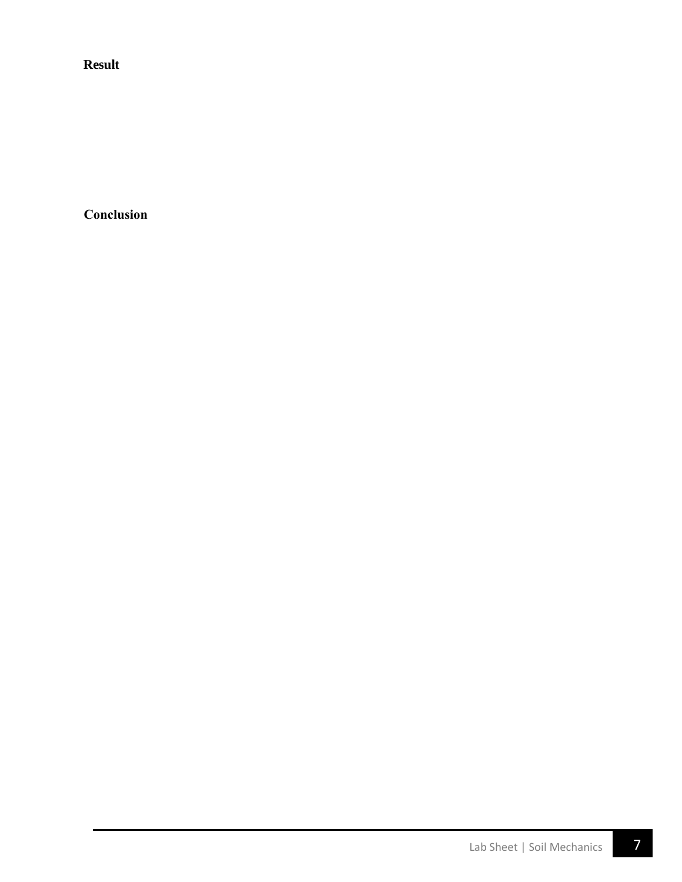**Result**

**Conclusion**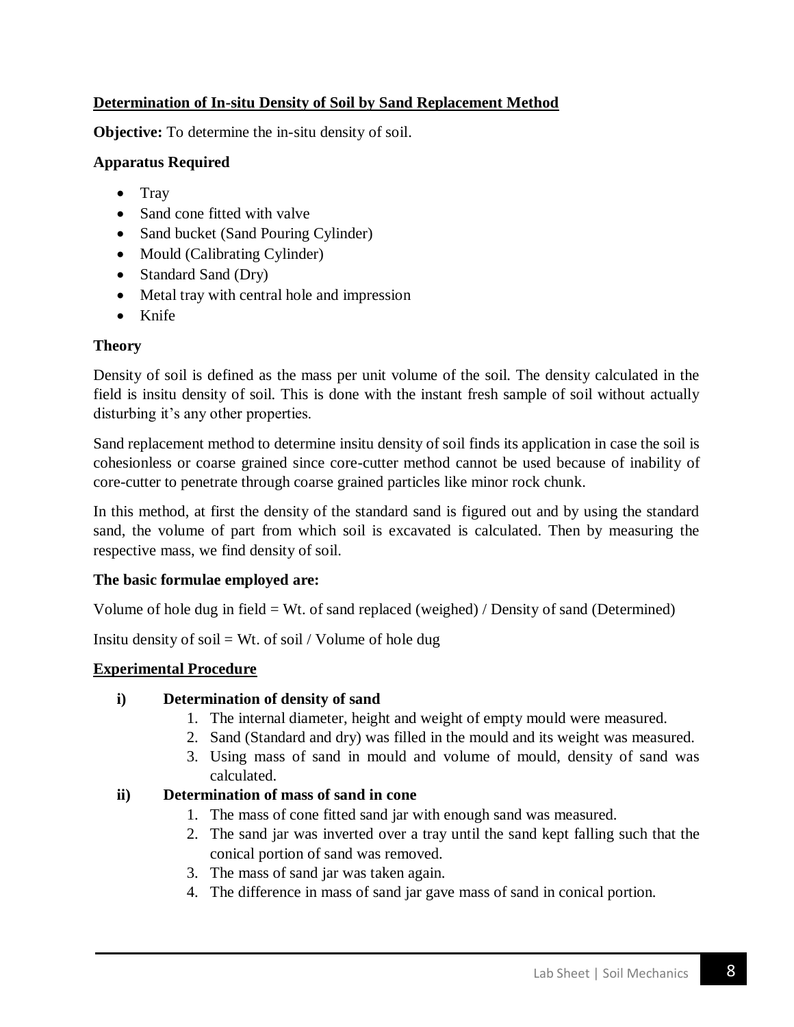## **Determination of In-situ Density of Soil by Sand Replacement Method**

**Objective:** To determine the in-situ density of soil.

**Apparatus Required**

- Tray
- Sand cone fitted with valve
- Sand bucket (Sand Pouring Cylinder)
- Mould (Calibrating Cylinder)
- Standard Sand (Dry)
- Metal tray with central hole and impression
- Knife

**Theory**

Density of soil is defined as the mass per unit volume of the soil. The density calculated in the field is insitu density of soil. This is done with the instant fresh sample of soil without actually disturbing it's any other properties.

Sand replacement method to determine insitu density of soil finds its application in case the soil is cohesionless or coarse grained since core-cutter method cannot be used because of inability of core-cutter to penetrate through coarse grained particles like minor rock chunk.

In this method, at first the density of the standard sand is figured out and by using the standard sand, the volume of part from which soil is excavated is calculated. Then by measuring the respective mass, we find density of soil.

**The basic formulae employed are:**

Volume of hole dug in field = Wt. of sand replaced (weighed) / Density of sand (Determined)

Insitu density of soil = Wt. of soil / Volume of hole dug

**Experimental Procedure**

**i) Determination of density of sand**

1. The internal diameter, height and weight of empty mould were measured.
2. Sand (Standard and dry) was filled in the mould and its weight was measured.
3. Using mass of sand in mould and volume of mould, density of sand was calculated.

**ii) Determination of mass of sand in cone**

1. The mass of cone fitted sand jar with enough sand was measured.
2. The sand jar was inverted over a tray until the sand kept falling such that the conical portion of sand was removed.
3. The mass of sand jar was taken again.
4. The difference in mass of sand jar gave mass of sand in conical portion.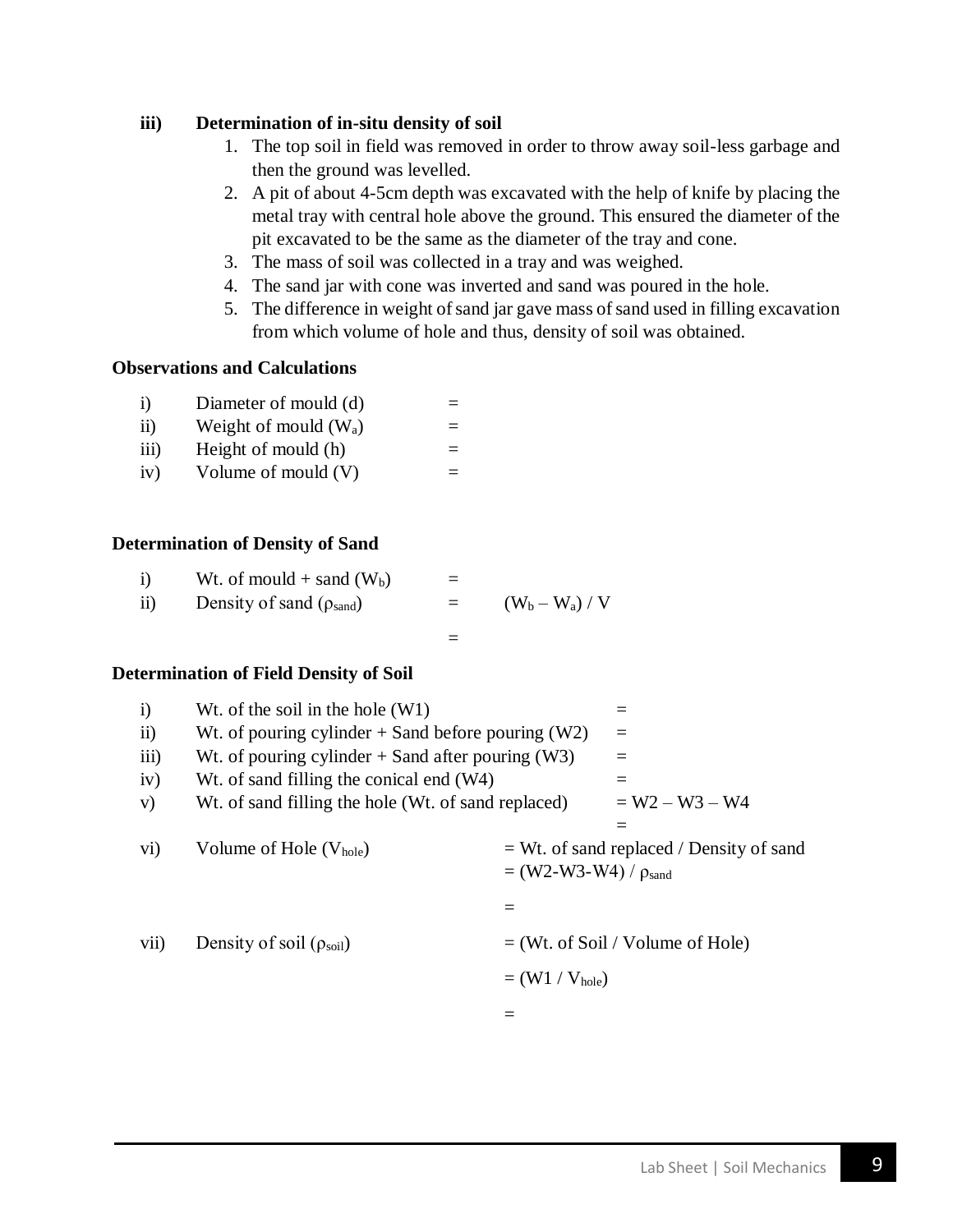**iii) Determination of in-situ density of soil**

1. The top soil in field was removed in order to throw away soil-less garbage and then the ground was levelled.
2. A pit of about 4-5cm depth was excavated with the help of knife by placing the metal tray with central hole above the ground. This ensured the diameter of the pit excavated to be the same as the diameter of the tray and cone.
3. The mass of soil was collected in a tray and was weighed.
4. The sand jar with cone was inverted and sand was poured in the hole.
5. The difference in weight of sand jar gave mass of sand used in filling excavation from which volume of hole and thus, density of soil was obtained.

**Observations and Calculations**

i) Diameter of mould (d) =

ii) Weight of mould ($W_a$) =

iii) Height of mould (h) =

iv) Volume of mould (V) =

**Determination of Density of Sand**

i) Wt. of mould + sand ($W_b$) =

ii) Density of sand ($\rho_{sand}$) = $(W_b - W_a) / V$

=

**Determination of Field Density of Soil**

i) Wt. of the soil in the hole (W1) =

ii) Wt. of pouring cylinder + Sand before pouring (W2) =

iii) Wt. of pouring cylinder + Sand after pouring (W3) =

iv) Wt. of sand filling the conical end (W4) =

v) Wt. of sand filling the hole (Wt. of sand replaced) = W2 – W3 – W4

=

vi) Volume of Hole ($V_{hole}$) = Wt. of sand replaced / Density of sand

= (W2-W3-W4) / $\rho_{sand}$

=

vii) Density of soil ($\rho_{soil}$) = (Wt. of Soil / Volume of Hole)

= (W1 / $V_{hole}$)

=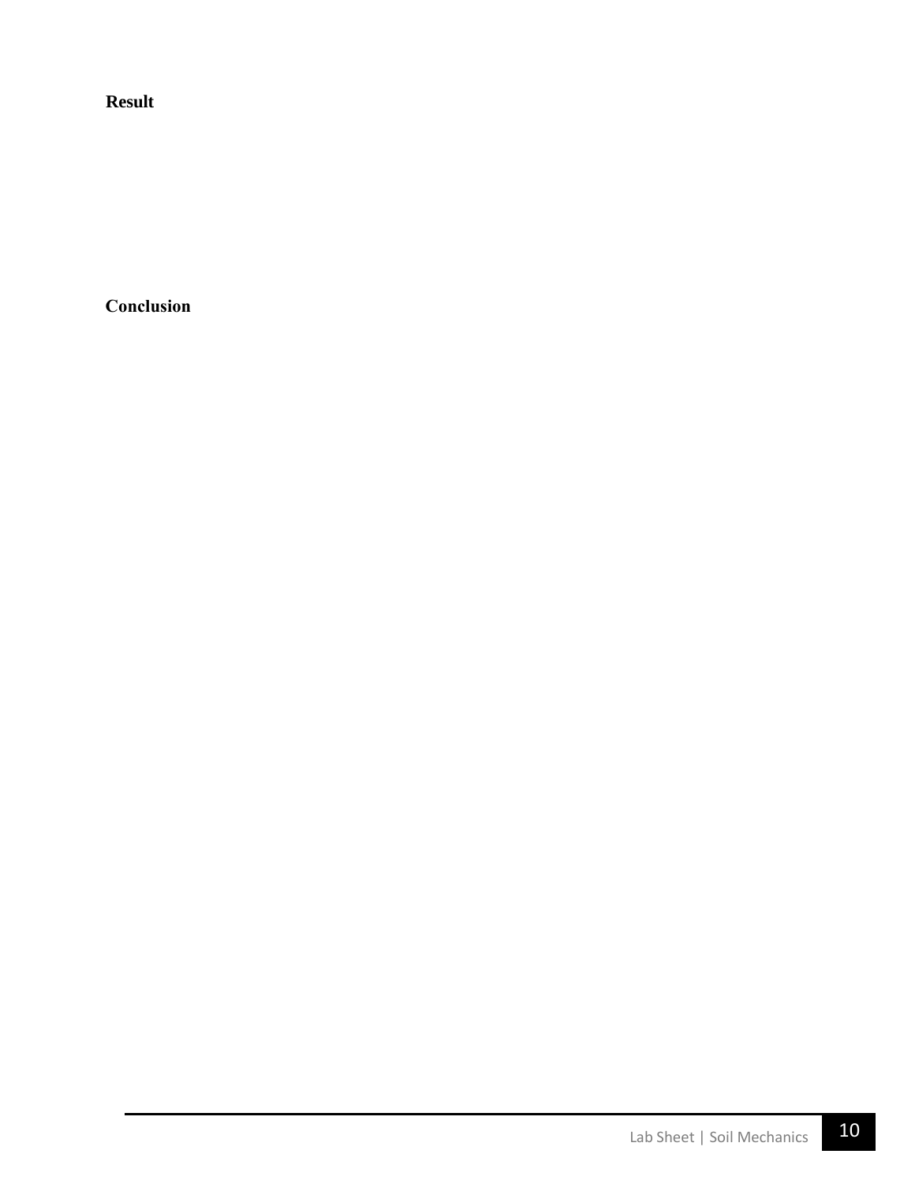**Result**

**Conclusion**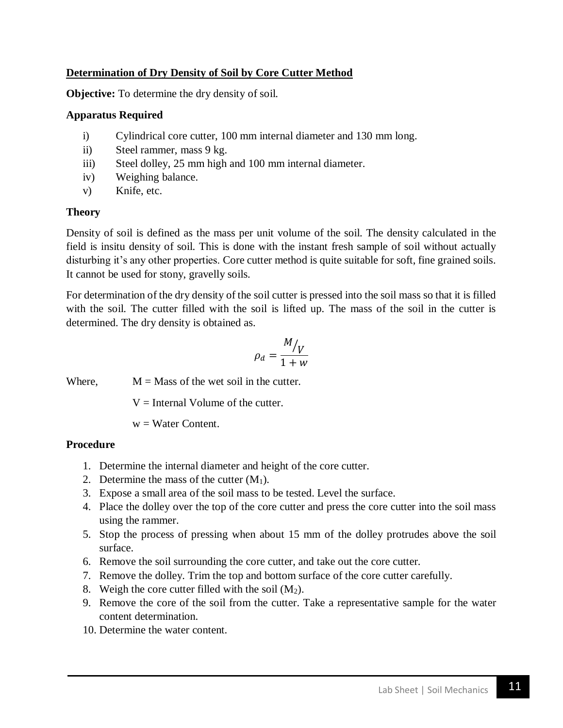## Determination of Dry Density of Soil by Core Cutter Method

**Objective:** To determine the dry density of soil.

**Apparatus Required**

i) Cylindrical core cutter, 100 mm internal diameter and 130 mm long.
ii) Steel rammer, mass 9 kg.
iii) Steel dolley, 25 mm high and 100 mm internal diameter.
iv) Weighing balance.
v) Knife, etc.

**Theory**

Density of soil is defined as the mass per unit volume of the soil. The density calculated in the field is insitu density of soil. This is done with the instant fresh sample of soil without actually disturbing it's any other properties. Core cutter method is quite suitable for soft, fine grained soils. It cannot be used for stony, gravelly soils.

For determination of the dry density of the soil cutter is pressed into the soil mass so that it is filled with the soil. The cutter filled with the soil is lifted up. The mass of the soil in the cutter is determined. The dry density is obtained as.

$$\rho_d = \frac{M/V}{1 + w}$$

Where, M = Mass of the wet soil in the cutter.

V = Internal Volume of the cutter.

w = Water Content.

**Procedure**

1. Determine the internal diameter and height of the core cutter.
2. Determine the mass of the cutter ($M_1$).
3. Expose a small area of the soil mass to be tested. Level the surface.
4. Place the dolley over the top of the core cutter and press the core cutter into the soil mass using the rammer.
5. Stop the process of pressing when about 15 mm of the dolley protrudes above the soil surface.
6. Remove the soil surrounding the core cutter, and take out the core cutter.
7. Remove the dolley. Trim the top and bottom surface of the core cutter carefully.
8. Weigh the core cutter filled with the soil ($M_2$).
9. Remove the core of the soil from the cutter. Take a representative sample for the water content determination.
10. Determine the water content.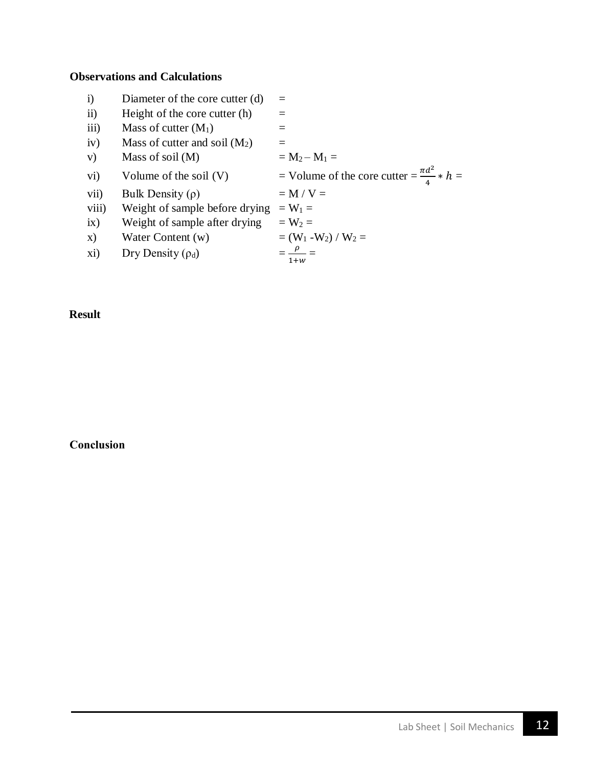**Observations and Calculations**

| | | |
|---|---|---|
| i) | Diameter of the core cutter (d) | = |
| ii) | Height of the core cutter (h) | = |
| iii) | Mass of cutter ($M_1$) | = |
| iv) | Mass of cutter and soil ($M_2$) | = |
| v) | Mass of soil (M) | = $M_2 - M_1$ = |
| vi) | Volume of the soil (V) | = Volume of the core cutter = $\frac{\pi d^2}{4} * h$ = |
| vii) | Bulk Density ($\rho$) | = M / V = |
| viii) | Weight of sample before drying | = $W_1$ = |
| ix) | Weight of sample after drying | = $W_2$ = |
| x) | Water Content (w) | = $(W_1 - W_2) / W_2$ = |
| xi) | Dry Density ($\rho_d$) | = $\frac{\rho}{1+w}$ = |

**Result**

**Conclusion**